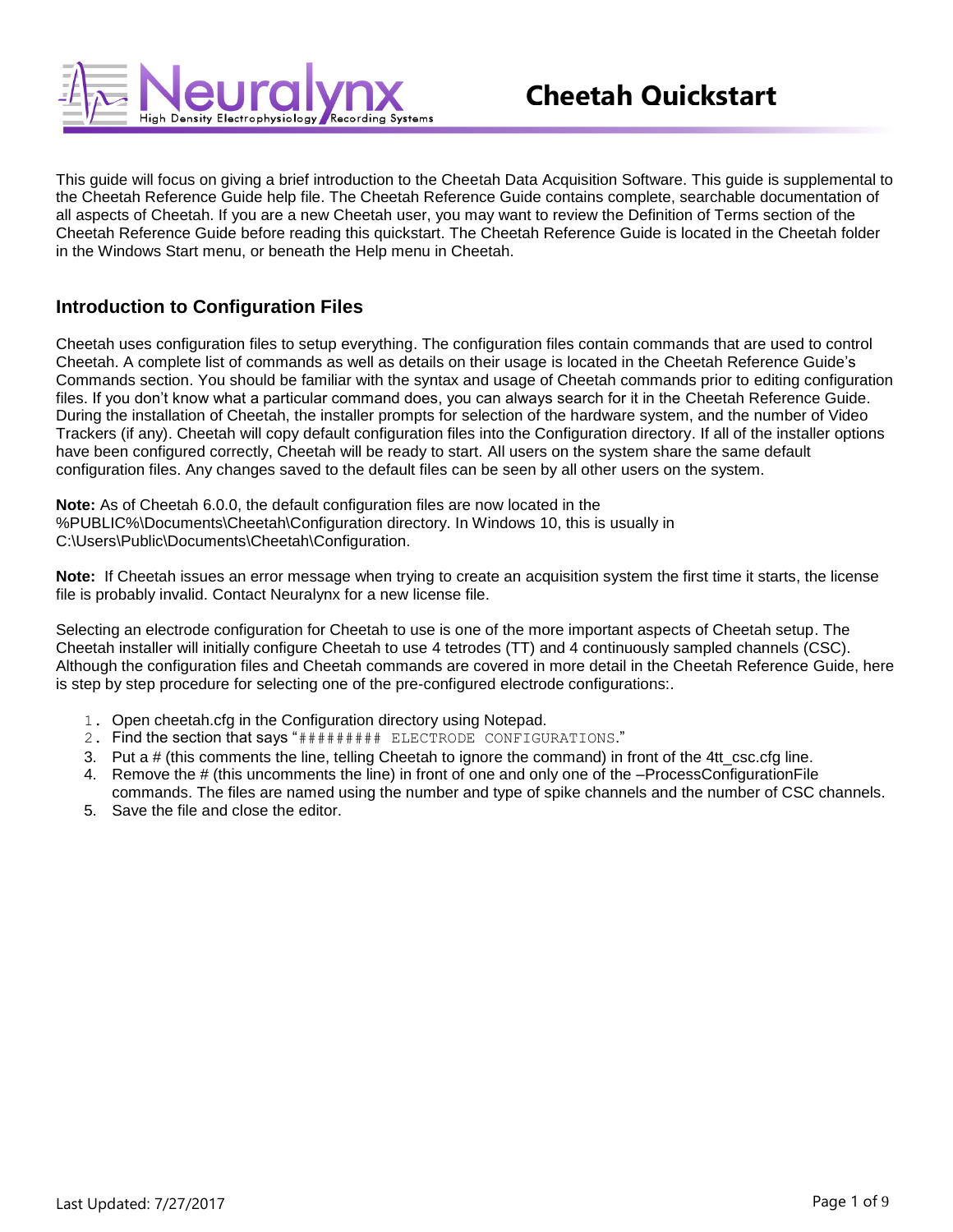# Cheetah Quickstart

This guide will focus on giving a brief introduction to the Cheetah Data Acquisition Software. This guide is supplemental to the Cheetah Reference Guide help file. The Cheetah Reference Guide contains complete, searchable documentation of all aspects of Cheetah. If you are a new Cheetah user, you may want to review the Definition of Terms section of the Cheetah Reference Guide before reading this quickstart. The Cheetah Reference Guide is located in the Cheetah folder in the Windows Start menu, or beneath the Help menu in Cheetah.

## Introduction to Configuration Files

Cheetah uses configuration files to setup everything. The configuration files contain commands that are used to control Cheetah. A complete list of commands as well as details on their usage is located in the Cheetah Reference Guide's Commands section. You should be familiar with the syntax and usage of Cheetah commands prior to editing configuration files. If you don't know what a particular command does, you can always search for it in the Cheetah Reference Guide. During the installation of Cheetah, the installer prompts for selection of the hardware system, and the number of Video Trackers (if any). Cheetah will copy default configuration files into the Configuration directory. If all of the installer options have been configured correctly, Cheetah will be ready to start. All users on the system share the same default configuration files. Any changes saved to the default files can be seen by all other users on the system.

**Note:** As of Cheetah 6.0.0, the default configuration files are now located in the %PUBLIC%\Documents\Cheetah\Configuration directory. In Windows 10, this is usually in C:\Users\Public\Documents\Cheetah\Configuration.

**Note:** If Cheetah issues an error message when trying to create an acquisition system the first time it starts, the license file is probably invalid. Contact Neuralynx for a new license file.

Selecting an electrode configuration for Cheetah to use is one of the more important aspects of Cheetah setup. The Cheetah installer will initially configure Cheetah to use 4 tetrodes (TT) and 4 continuously sampled channels (CSC). Although the configuration files and Cheetah commands are covered in more detail in the Cheetah Reference Guide, here is step by step procedure for selecting one of the pre-configured electrode configurations:.

1. Open cheetah.cfg in the Configuration directory using Notepad.
2. Find the section that says "`######### ELECTRODE CONFIGURATIONS`."
3. Put a # (this comments the line, telling Cheetah to ignore the command) in front of the 4tt_csc.cfg line.
4. Remove the # (this uncomments the line) in front of one and only one of the –ProcessConfigurationFile commands. The files are named using the number and type of spike channels and the number of CSC channels.
5. Save the file and close the editor.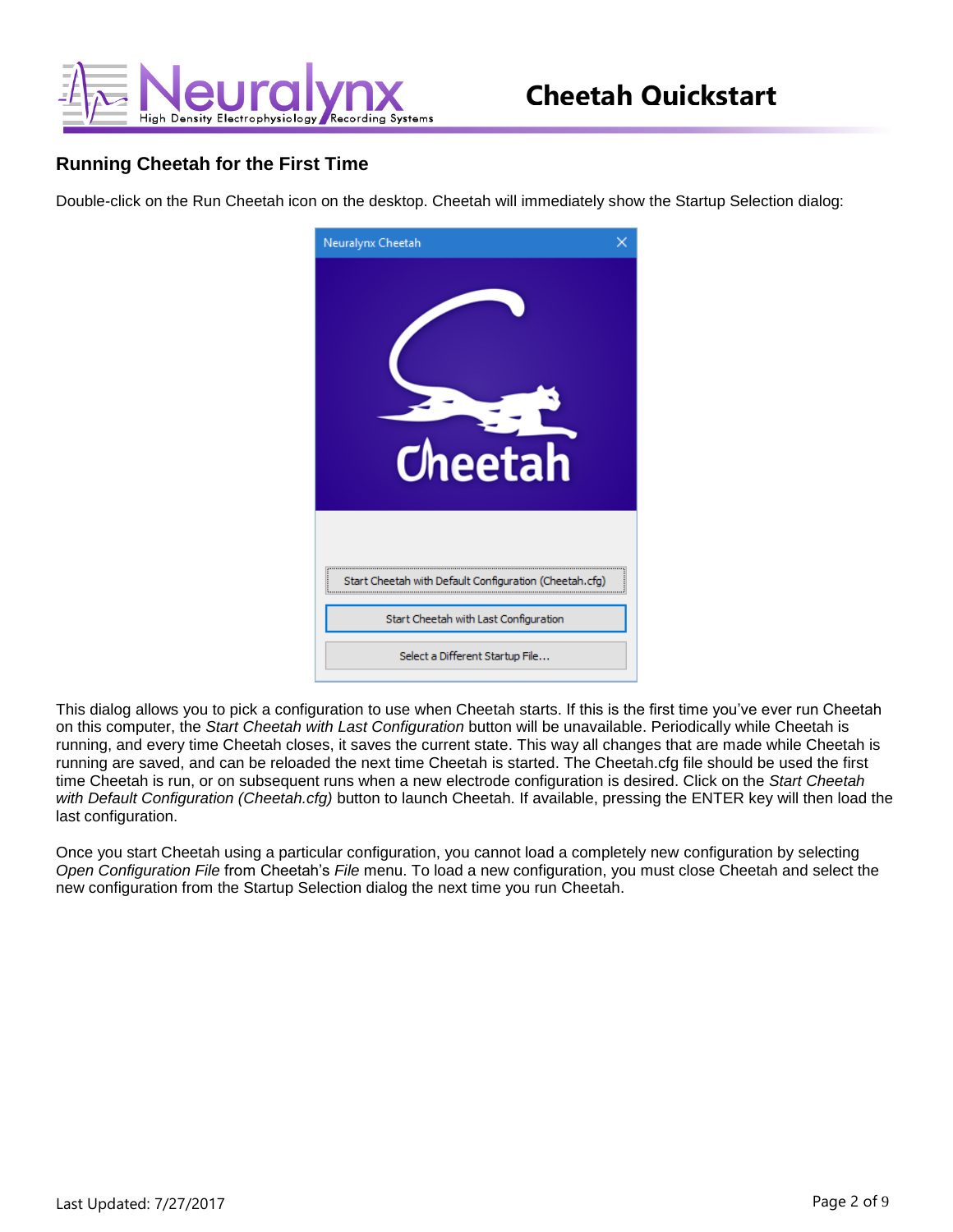## Running Cheetah for the First Time

Double-click on the Run Cheetah icon on the desktop. Cheetah will immediately show the Startup Selection dialog:

This dialog allows you to pick a configuration to use when Cheetah starts. If this is the first time you've ever run Cheetah on this computer, the *Start Cheetah with Last Configuration* button will be unavailable. Periodically while Cheetah is running, and every time Cheetah closes, it saves the current state. This way all changes that are made while Cheetah is running are saved, and can be reloaded the next time Cheetah is started. The Cheetah.cfg file should be used the first time Cheetah is run, or on subsequent runs when a new electrode configuration is desired. Click on the *Start Cheetah with Default Configuration (Cheetah.cfg)* button to launch Cheetah. If available, pressing the ENTER key will then load the last configuration.

Once you start Cheetah using a particular configuration, you cannot load a completely new configuration by selecting *Open Configuration File* from Cheetah's *File* menu. To load a new configuration, you must close Cheetah and select the new configuration from the Startup Selection dialog the next time you run Cheetah.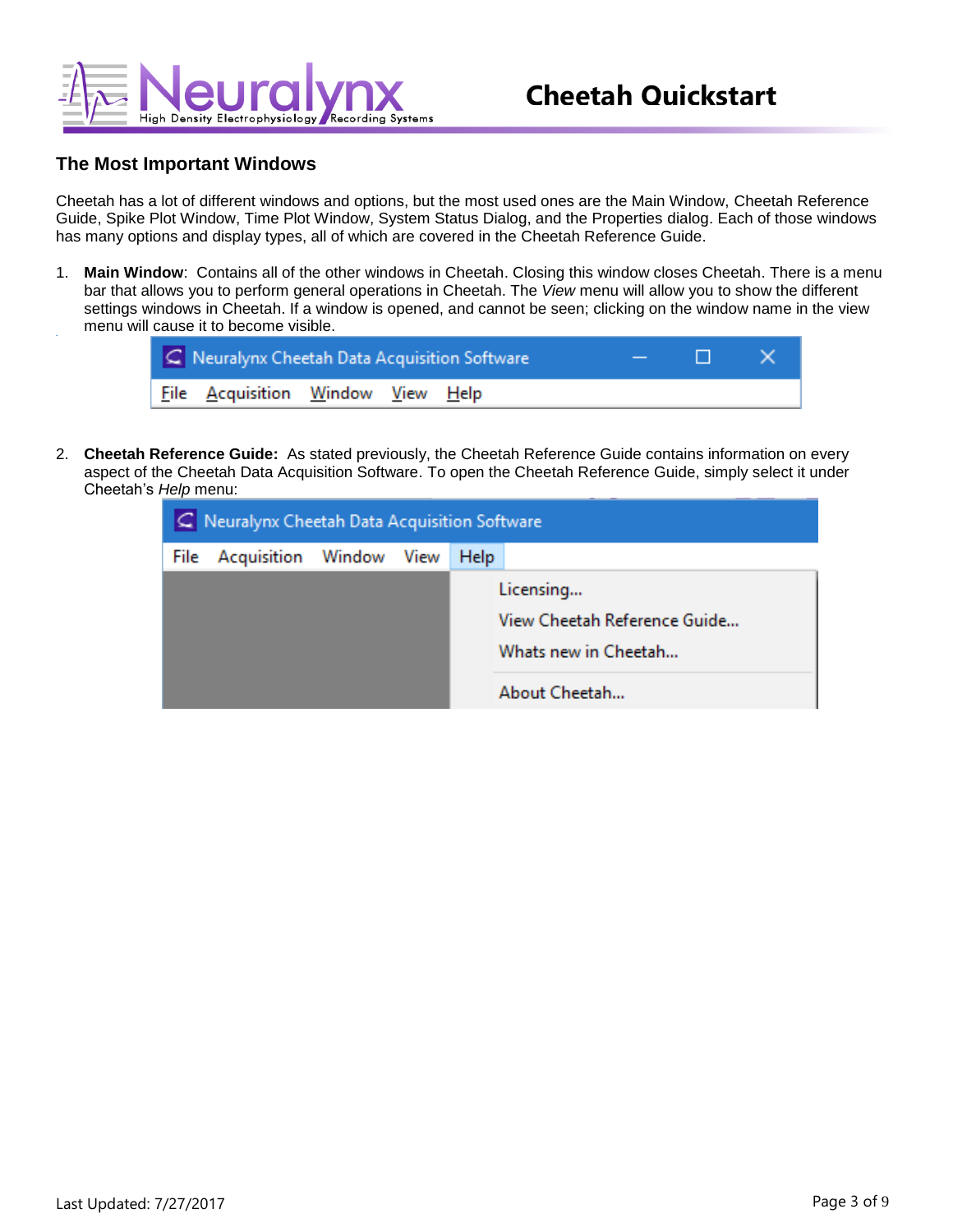## The Most Important Windows

Cheetah has a lot of different windows and options, but the most used ones are the Main Window, Cheetah Reference Guide, Spike Plot Window, Time Plot Window, System Status Dialog, and the Properties dialog. Each of those windows has many options and display types, all of which are covered in the Cheetah Reference Guide.

1. **Main Window**: Contains all of the other windows in Cheetah. Closing this window closes Cheetah. There is a menu bar that allows you to perform general operations in Cheetah. The *View* menu will allow you to show the different settings windows in Cheetah. If a window is opened, and cannot be seen; clicking on the window name in the view menu will cause it to become visible.

2. **Cheetah Reference Guide:** As stated previously, the Cheetah Reference Guide contains information on every aspect of the Cheetah Data Acquisition Software. To open the Cheetah Reference Guide, simply select it under Cheetah's *Help* menu: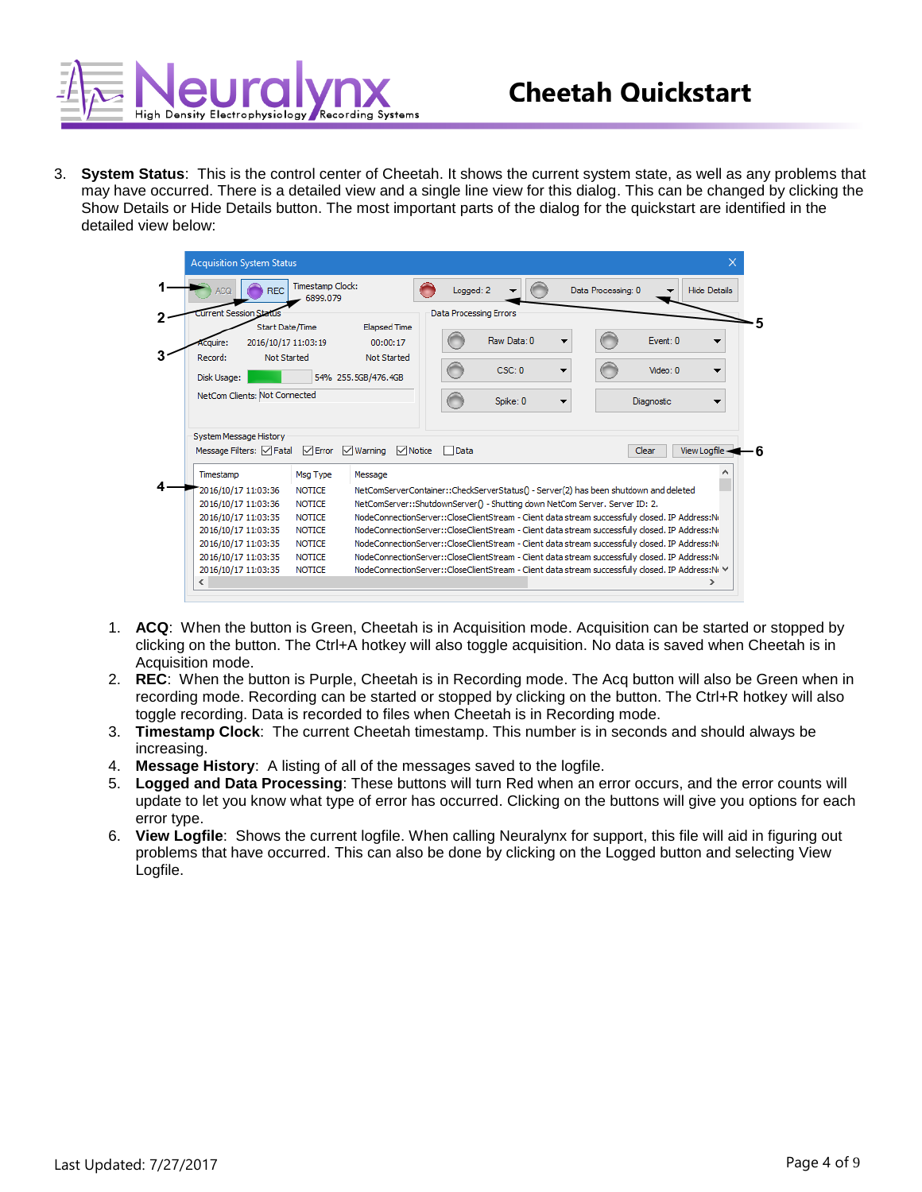3. **System Status**: This is the control center of Cheetah. It shows the current system state, as well as any problems that may have occurred. There is a detailed view and a single line view for this dialog. This can be changed by clicking the Show Details or Hide Details button. The most important parts of the dialog for the quickstart are identified in the detailed view below:

    1. **ACQ**: When the button is Green, Cheetah is in Acquisition mode. Acquisition can be started or stopped by clicking on the button. The Ctrl+A hotkey will also toggle acquisition. No data is saved when Cheetah is in Acquisition mode.
    2. **REC**: When the button is Purple, Cheetah is in Recording mode. The Acq button will also be Green when in recording mode. Recording can be started or stopped by clicking on the button. The Ctrl+R hotkey will also toggle recording. Data is recorded to files when Cheetah is in Recording mode.
    3. **Timestamp Clock**: The current Cheetah timestamp. This number is in seconds and should always be increasing.
    4. **Message History**: A listing of all of the messages saved to the logfile.
    5. **Logged and Data Processing**: These buttons will turn Red when an error occurs, and the error counts will update to let you know what type of error has occurred. Clicking on the buttons will give you options for each error type.
    6. **View Logfile**: Shows the current logfile. When calling Neuralynx for support, this file will aid in figuring out problems that have occurred. This can also be done by clicking on the Logged button and selecting View Logfile.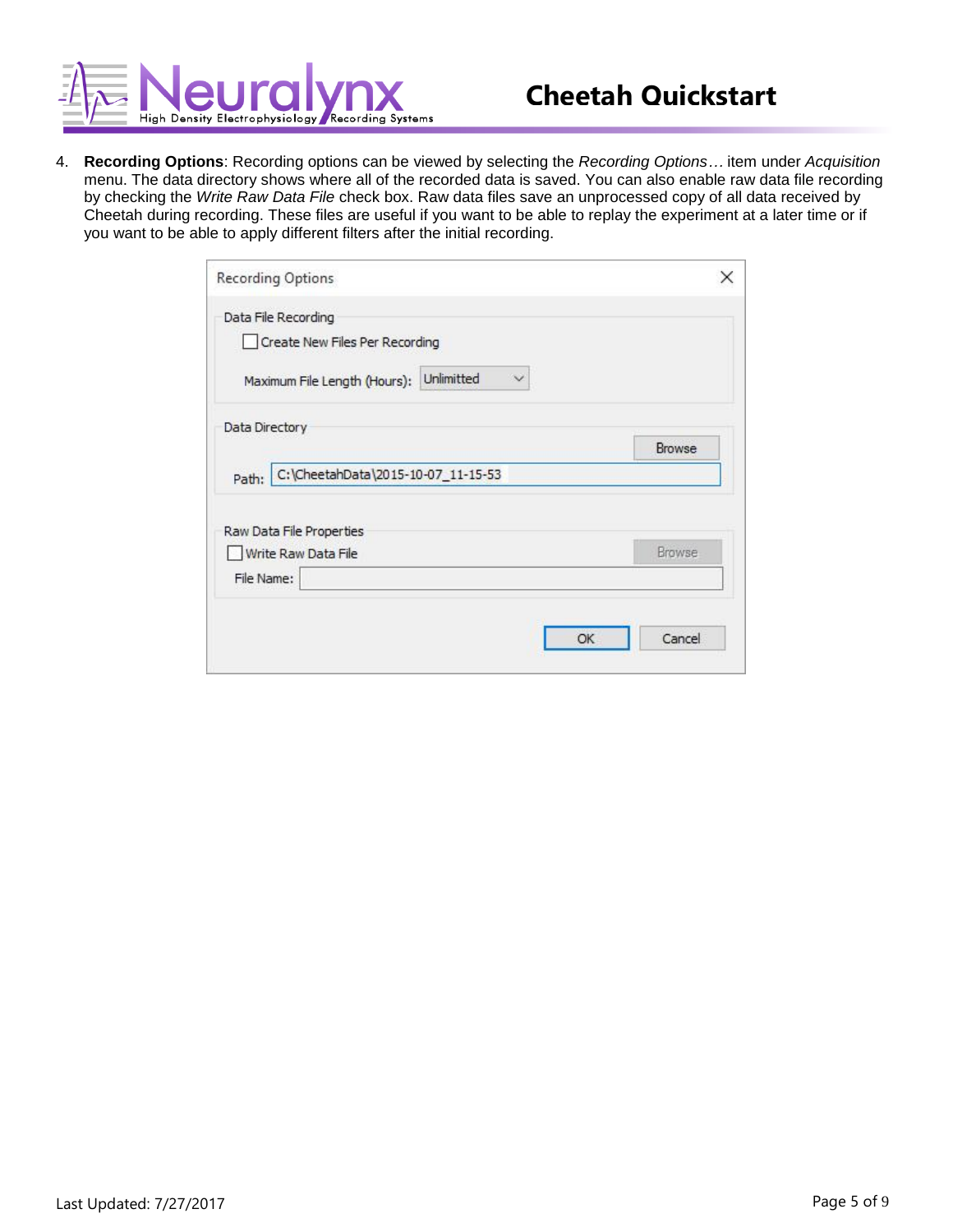4. **Recording Options**: Recording options can be viewed by selecting the *Recording Options…* item under *Acquisition* menu. The data directory shows where all of the recorded data is saved. You can also enable raw data file recording by checking the *Write Raw Data File* check box. Raw data files save an unprocessed copy of all data received by Cheetah during recording. These files are useful if you want to be able to replay the experiment at a later time or if you want to be able to apply different filters after the initial recording.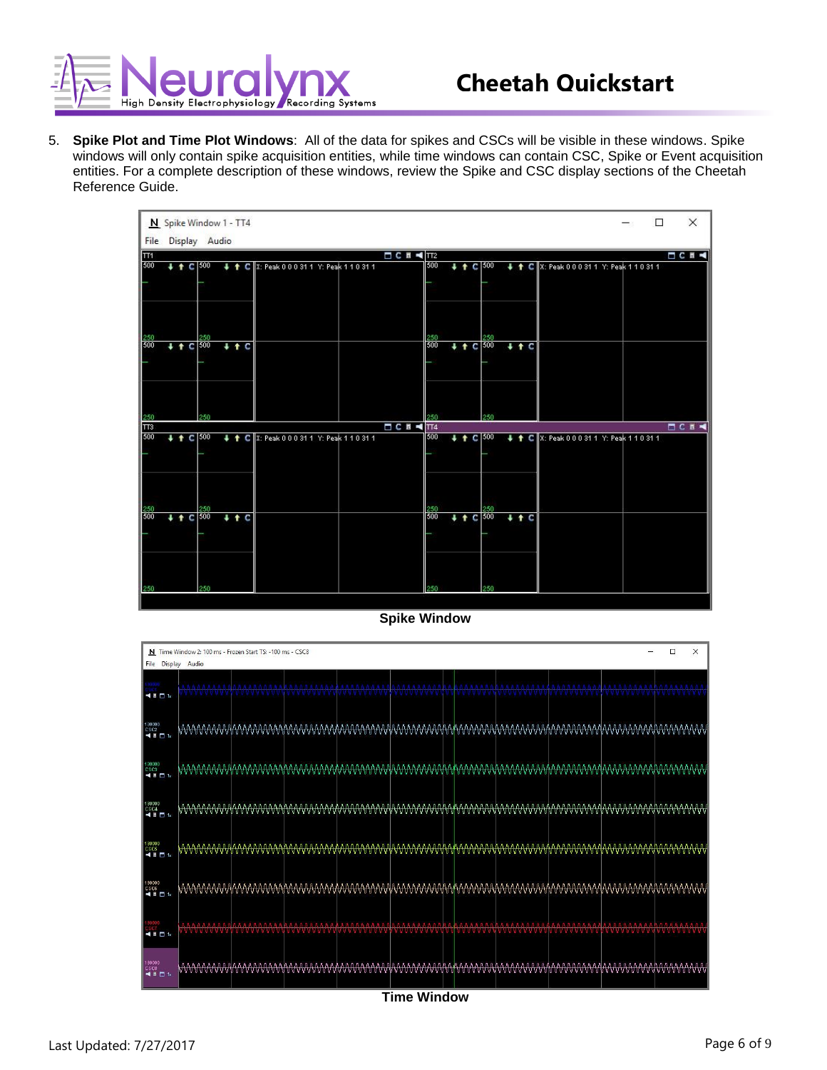5. **Spike Plot and Time Plot Windows**: All of the data for spikes and CSCs will be visible in these windows. Spike windows will only contain spike acquisition entities, while time windows can contain CSC, Spike or Event acquisition entities. For a complete description of these windows, review the Spike and CSC display sections of the Cheetah Reference Guide.

**Spike Window**

**Time Window**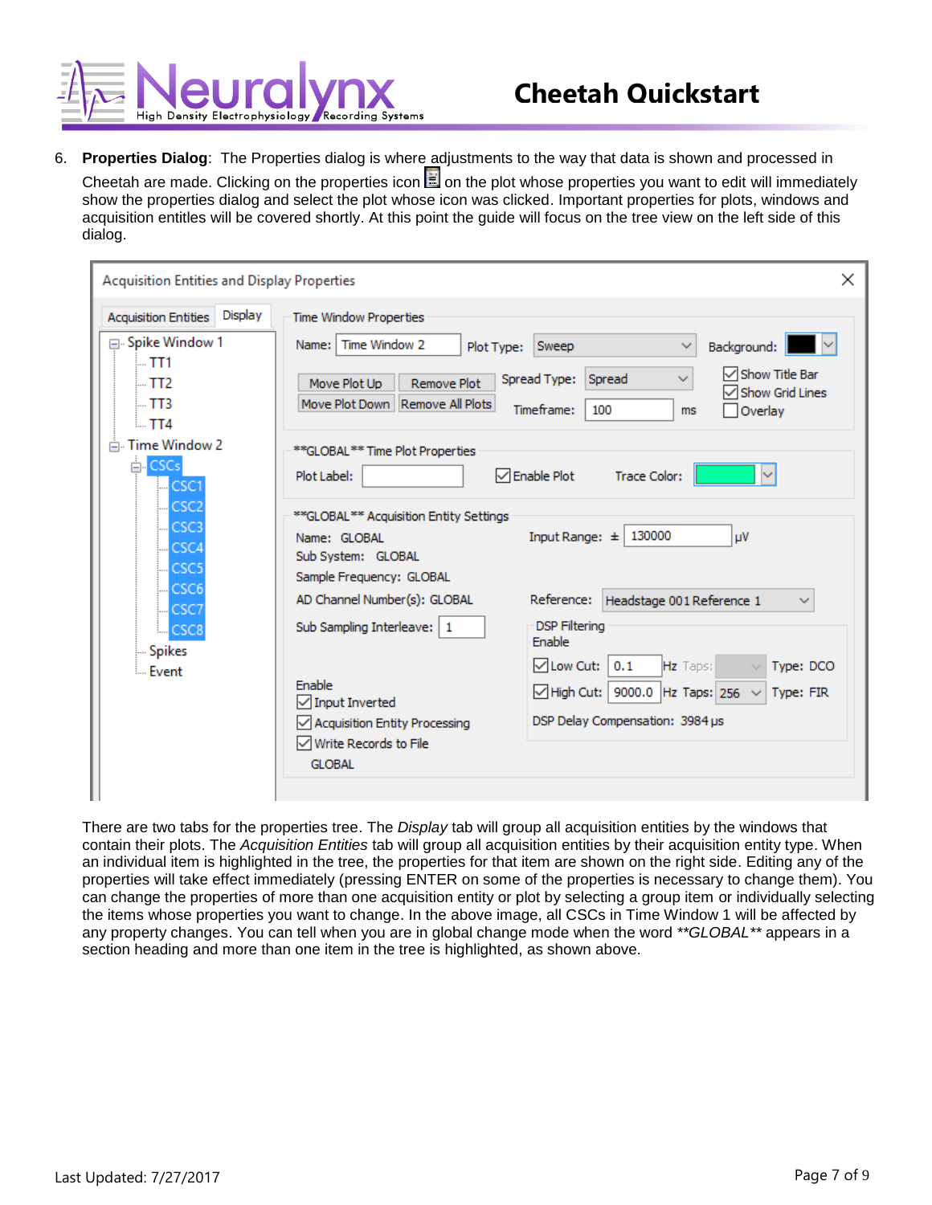6. **Properties Dialog**: The Properties dialog is where adjustments to the way that data is shown and processed in Cheetah are made. Clicking on the properties icon on the plot whose properties you want to edit will immediately show the properties dialog and select the plot whose icon was clicked. Important properties for plots, windows and acquisition entitles will be covered shortly. At this point the guide will focus on the tree view on the left side of this dialog.

There are two tabs for the properties tree. The *Display* tab will group all acquisition entities by the windows that contain their plots. The *Acquisition Entities* tab will group all acquisition entities by their acquisition entity type. When an individual item is highlighted in the tree, the properties for that item are shown on the right side. Editing any of the properties will take effect immediately (pressing ENTER on some of the properties is necessary to change them). You can change the properties of more than one acquisition entity or plot by selecting a group item or individually selecting the items whose properties you want to change. In the above image, all CSCs in Time Window 1 will be affected by any property changes. You can tell when you are in global change mode when the word *\*\*GLOBAL\*\** appears in a section heading and more than one item in the tree is highlighted, as shown above.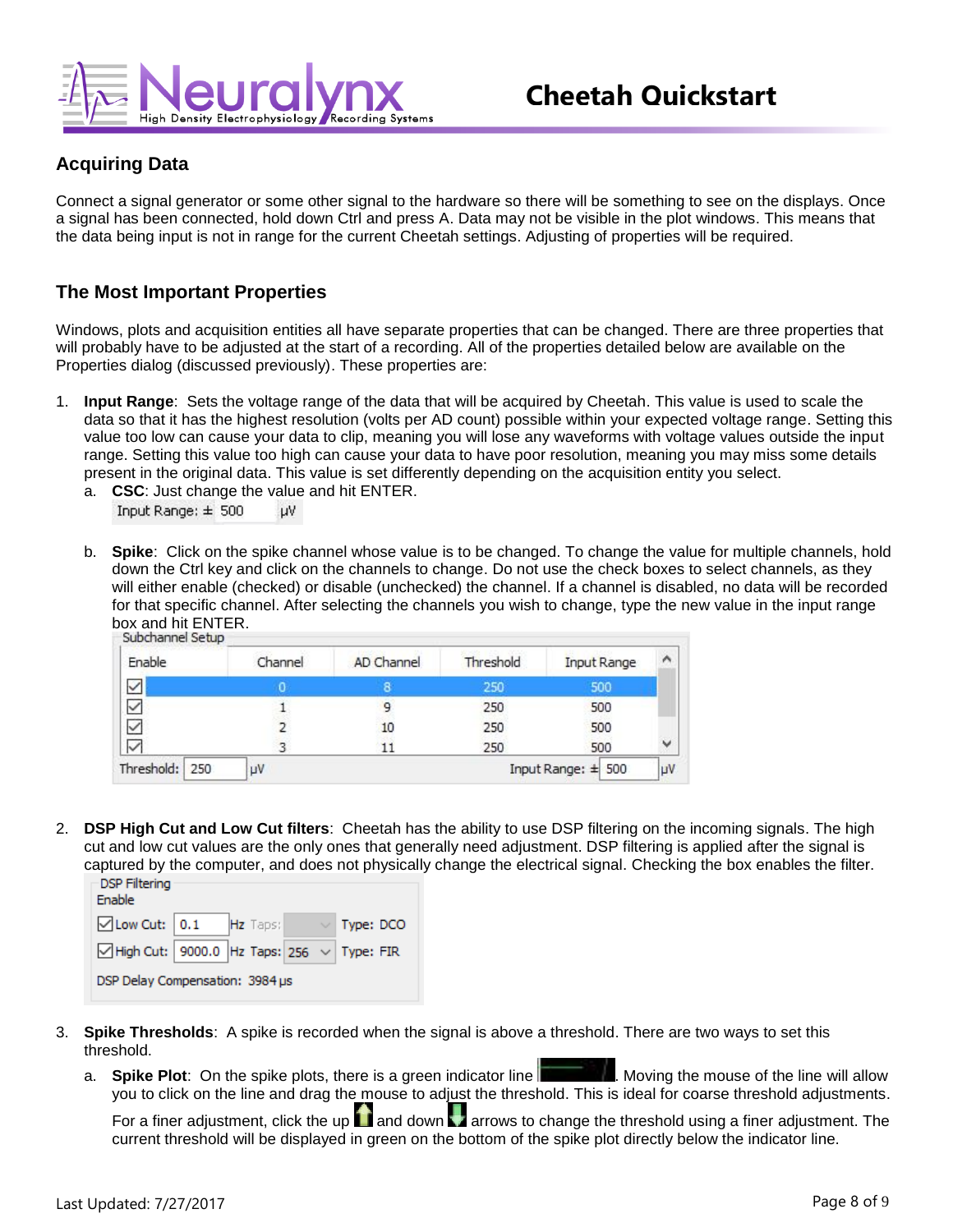## Acquiring Data

Connect a signal generator or some other signal to the hardware so there will be something to see on the displays. Once a signal has been connected, hold down Ctrl and press A. Data may not be visible in the plot windows. This means that the data being input is not in range for the current Cheetah settings. Adjusting of properties will be required.

## The Most Important Properties

Windows, plots and acquisition entities all have separate properties that can be changed. There are three properties that will probably have to be adjusted at the start of a recording. All of the properties detailed below are available on the Properties dialog (discussed previously). These properties are:

1. **Input Range**: Sets the voltage range of the data that will be acquired by Cheetah. This value is used to scale the data so that it has the highest resolution (volts per AD count) possible within your expected voltage range. Setting this value too low can cause your data to clip, meaning you will lose any waveforms with voltage values outside the input range. Setting this value too high can cause your data to have poor resolution, meaning you may miss some details present in the original data. This value is set differently depending on the acquisition entity you select.
   a. **CSC**: Just change the value and hit ENTER.

      Input Range: ± 500 µV

   b. **Spike**: Click on the spike channel whose value is to be changed. To change the value for multiple channels, hold down the Ctrl key and click on the channels to change. Do not use the check boxes to select channels, as they will either enable (checked) or disable (unchecked) the channel. If a channel is disabled, no data will be recorded for that specific channel. After selecting the channels you wish to change, type the new value in the input range box and hit ENTER.

      Subchannel Setup

      | Enable | Channel | AD Channel | Threshold | Input Range |
      |---|---|---|---|---|
      | ☑ | 0 | 8 | 250 | 500 |
      | ☑ | 1 | 9 | 250 | 500 |
      | ☑ | 2 | 10 | 250 | 500 |
      | ☑ | 3 | 11 | 250 | 500 |

      Threshold: 250 µV    Input Range: ± 500 µV

2. **DSP High Cut and Low Cut filters**: Cheetah has the ability to use DSP filtering on the incoming signals. The high cut and low cut values are the only ones that generally need adjustment. DSP filtering is applied after the signal is captured by the computer, and does not physically change the electrical signal. Checking the box enables the filter.

   DSP Filtering
   Enable
   ☑ Low Cut: 0.1 Hz Taps: Type: DCO
   ☑ High Cut: 9000.0 Hz Taps: 256 Type: FIR
   DSP Delay Compensation: 3984 µs

3. **Spike Thresholds**: A spike is recorded when the signal is above a threshold. There are two ways to set this threshold.
   a. **Spike Plot**: On the spike plots, there is a green indicator line. Moving the mouse of the line will allow you to click on the line and drag the mouse to adjust the threshold. This is ideal for coarse threshold adjustments.

      For a finer adjustment, click the up and down arrows to change the threshold using a finer adjustment. The current threshold will be displayed in green on the bottom of the spike plot directly below the indicator line.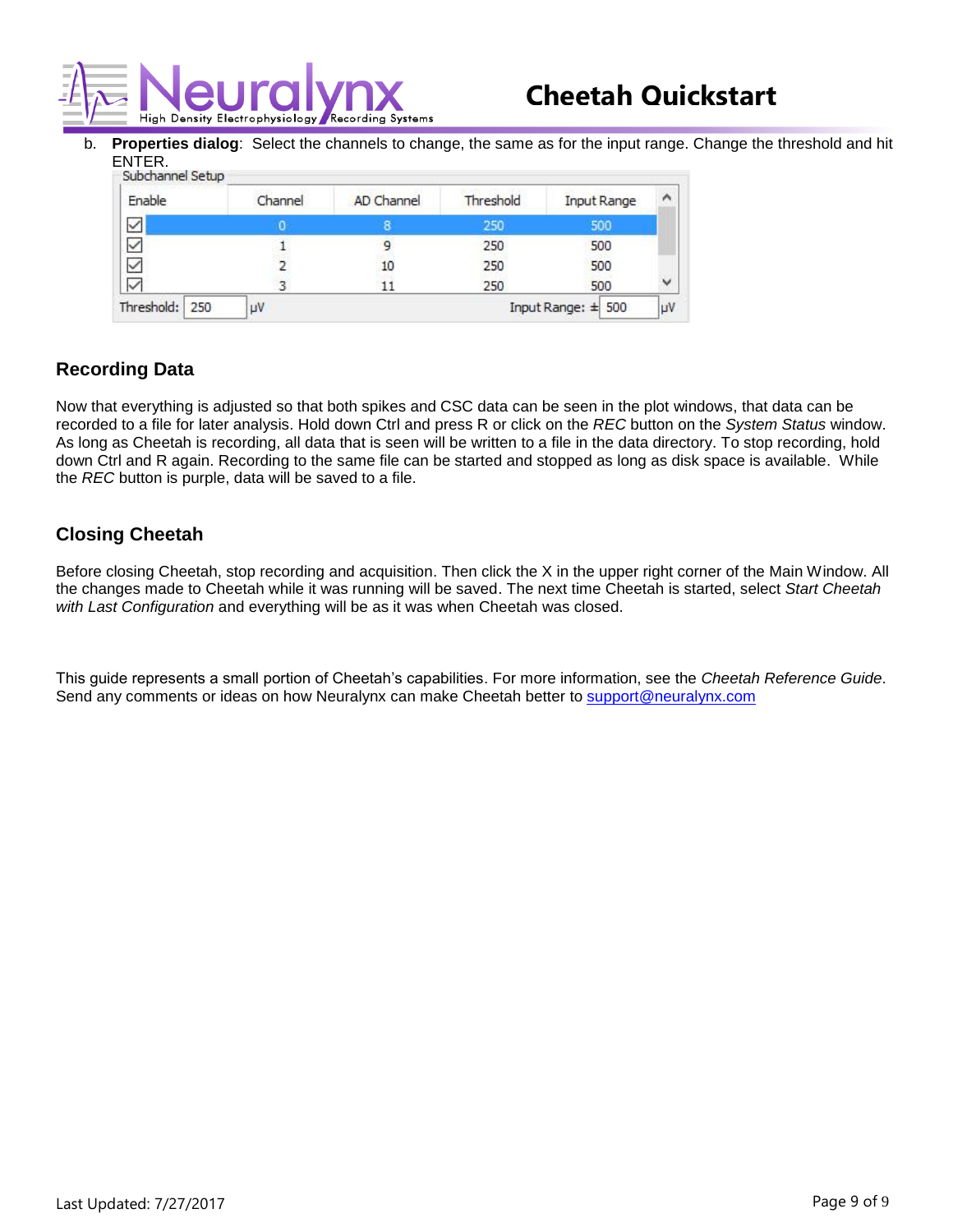b. **Properties dialog**: Select the channels to change, the same as for the input range. Change the threshold and hit ENTER.

Subchannel Setup

| Enable | Channel | AD Channel | Threshold | Input Range |
|---|---|---|---|---|
| ☑ | 0 | 8 | 250 | 500 |
| ☑ | 1 | 9 | 250 | 500 |
| ☑ | 2 | 10 | 250 | 500 |
| ☑ | 3 | 11 | 250 | 500 |

Threshold: 250 µV    Input Range: ± 500 µV

## Recording Data

Now that everything is adjusted so that both spikes and CSC data can be seen in the plot windows, that data can be recorded to a file for later analysis. Hold down Ctrl and press R or click on the *REC* button on the *System Status* window. As long as Cheetah is recording, all data that is seen will be written to a file in the data directory. To stop recording, hold down Ctrl and R again. Recording to the same file can be started and stopped as long as disk space is available. While the *REC* button is purple, data will be saved to a file.

## Closing Cheetah

Before closing Cheetah, stop recording and acquisition. Then click the X in the upper right corner of the Main Window. All the changes made to Cheetah while it was running will be saved. The next time Cheetah is started, select *Start Cheetah with Last Configuration* and everything will be as it was when Cheetah was closed.

This guide represents a small portion of Cheetah's capabilities. For more information, see the *Cheetah Reference Guide*. Send any comments or ideas on how Neuralynx can make Cheetah better to support@neuralynx.com